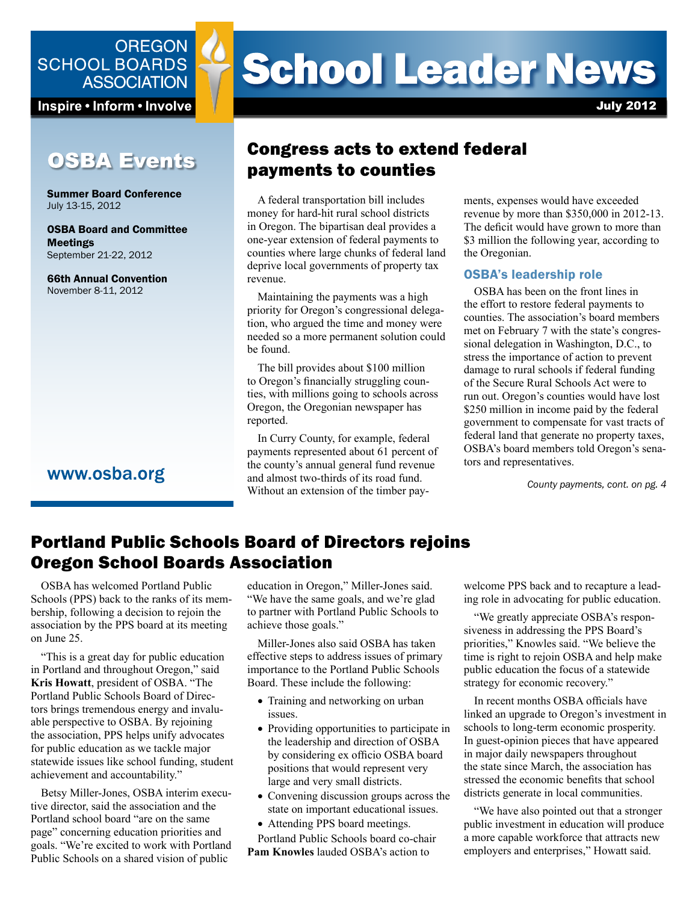OREGON SCHOOL BOARDS ASSOCIATION

Inspire • Inform • Involve

# School Leader News

July 2012

## OSBA Events

**Summer Board Conference**
July 13-15, 2012

**OSBA Board and Committee Meetings**
September 21-22, 2012

**66th Annual Convention**
November 8-11, 2012

www.osba.org

## Congress acts to extend federal payments to counties

A federal transportation bill includes money for hard-hit rural school districts in Oregon. The bipartisan deal provides a one-year extension of federal payments to counties where large chunks of federal land deprive local governments of property tax revenue.

Maintaining the payments was a high priority for Oregon's congressional delegation, who argued the time and money were needed so a more permanent solution could be found.

The bill provides about $100 million to Oregon's financially struggling counties, with millions going to schools across Oregon, the Oregonian newspaper has reported.

In Curry County, for example, federal payments represented about 61 percent of the county's annual general fund revenue and almost two-thirds of its road fund. Without an extension of the timber payments, expenses would have exceeded revenue by more than $350,000 in 2012-13. The deficit would have grown to more than $3 million the following year, according to the Oregonian.

### OSBA's leadership role

OSBA has been on the front lines in the effort to restore federal payments to counties. The association's board members met on February 7 with the state's congressional delegation in Washington, D.C., to stress the importance of action to prevent damage to rural schools if federal funding of the Secure Rural Schools Act were to run out. Oregon's counties would have lost $250 million in income paid by the federal government to compensate for vast tracts of federal land that generate no property taxes, OSBA's board members told Oregon's senators and representatives.

*County payments, cont. on pg. 4*

## Portland Public Schools Board of Directors rejoins Oregon School Boards Association

OSBA has welcomed Portland Public Schools (PPS) back to the ranks of its membership, following a decision to rejoin the association by the PPS board at its meeting on June 25.

"This is a great day for public education in Portland and throughout Oregon," said **Kris Howatt**, president of OSBA. "The Portland Public Schools Board of Directors brings tremendous energy and invaluable perspective to OSBA. By rejoining the association, PPS helps unify advocates for public education as we tackle major statewide issues like school funding, student achievement and accountability."

Betsy Miller-Jones, OSBA interim executive director, said the association and the Portland school board "are on the same page" concerning education priorities and goals. "We're excited to work with Portland Public Schools on a shared vision of public education in Oregon," Miller-Jones said. "We have the same goals, and we're glad to partner with Portland Public Schools to achieve those goals."

Miller-Jones also said OSBA has taken effective steps to address issues of primary importance to the Portland Public Schools Board. These include the following:

- Training and networking on urban issues.
- Providing opportunities to participate in the leadership and direction of OSBA by considering ex officio OSBA board positions that would represent very large and very small districts.
- Convening discussion groups across the state on important educational issues.
- Attending PPS board meetings.

Portland Public Schools board co-chair **Pam Knowles** lauded OSBA's action to welcome PPS back and to recapture a leading role in advocating for public education.

"We greatly appreciate OSBA's responsiveness in addressing the PPS Board's priorities," Knowles said. "We believe the time is right to rejoin OSBA and help make public education the focus of a statewide strategy for economic recovery."

In recent months OSBA officials have linked an upgrade to Oregon's investment in schools to long-term economic prosperity. In guest-opinion pieces that have appeared in major daily newspapers throughout the state since March, the association has stressed the economic benefits that school districts generate in local communities.

"We have also pointed out that a stronger public investment in education will produce a more capable workforce that attracts new employers and enterprises," Howatt said.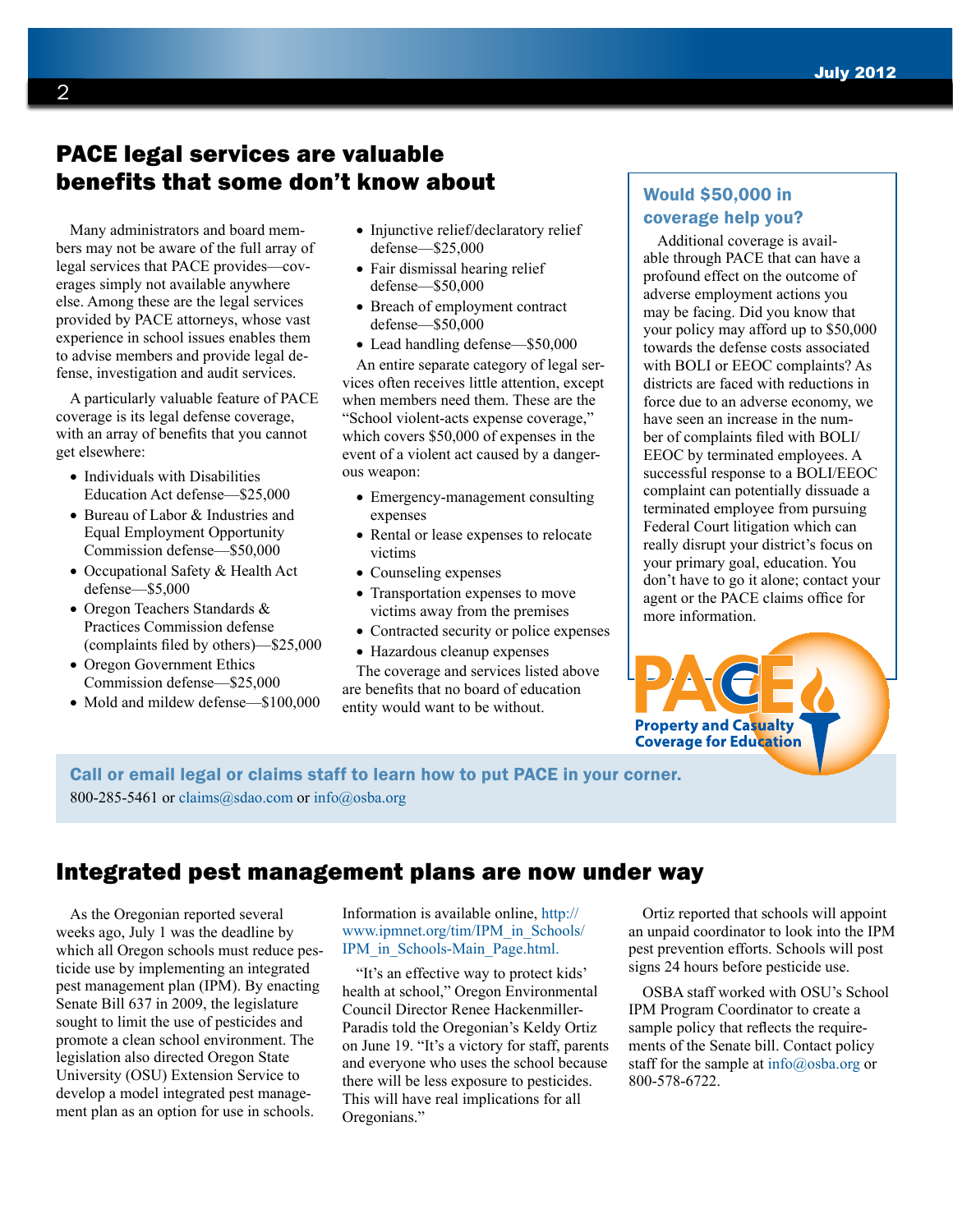## PACE legal services are valuable benefits that some don't know about

Many administrators and board members may not be aware of the full array of legal services that PACE provides—coverages simply not available anywhere else. Among these are the legal services provided by PACE attorneys, whose vast experience in school issues enables them to advise members and provide legal defense, investigation and audit services.

A particularly valuable feature of PACE coverage is its legal defense coverage, with an array of benefits that you cannot get elsewhere:

- Individuals with Disabilities Education Act defense—$25,000
- Bureau of Labor & Industries and Equal Employment Opportunity Commission defense—$50,000
- Occupational Safety & Health Act defense—$5,000
- Oregon Teachers Standards & Practices Commission defense (complaints filed by others)—$25,000
- Oregon Government Ethics Commission defense—$25,000
- Mold and mildew defense—$100,000
- Injunctive relief/declaratory relief defense—$25,000
- Fair dismissal hearing relief defense—$50,000
- Breach of employment contract defense—$50,000
- Lead handling defense—$50,000

An entire separate category of legal services often receives little attention, except when members need them. These are the "School violent-acts expense coverage," which covers $50,000 of expenses in the event of a violent act caused by a dangerous weapon:

- Emergency-management consulting expenses
- Rental or lease expenses to relocate victims
- Counseling expenses
- Transportation expenses to move victims away from the premises
- Contracted security or police expenses
- Hazardous cleanup expenses

The coverage and services listed above are benefits that no board of education entity would want to be without.

### Would $50,000 in coverage help you?

Additional coverage is available through PACE that can have a profound effect on the outcome of adverse employment actions you may be facing. Did you know that your policy may afford up to $50,000 towards the defense costs associated with BOLI or EEOC complaints? As districts are faced with reductions in force due to an adverse economy, we have seen an increase in the number of complaints filed with BOLI/EEOC by terminated employees. A successful response to a BOLI/EEOC complaint can potentially dissuade a terminated employee from pursuing Federal Court litigation which can really disrupt your district's focus on your primary goal, education. You don't have to go it alone; contact your agent or the PACE claims office for more information.

PACE
Property and Casualty Coverage for Education

**Call or email legal or claims staff to learn how to put PACE in your corner.**
800-285-5461 or claims@sdao.com or info@osba.org

## Integrated pest management plans are now under way

As the Oregonian reported several weeks ago, July 1 was the deadline by which all Oregon schools must reduce pesticide use by implementing an integrated pest management plan (IPM). By enacting Senate Bill 637 in 2009, the legislature sought to limit the use of pesticides and promote a clean school environment. The legislation also directed Oregon State University (OSU) Extension Service to develop a model integrated pest management plan as an option for use in schools. Information is available online, http://www.ipmnet.org/tim/IPM_in_Schools/IPM_in_Schools-Main_Page.html.

"It's an effective way to protect kids' health at school," Oregon Environmental Council Director Renee Hackenmiller-Paradis told the Oregonian's Keldy Ortiz on June 19. "It's a victory for staff, parents and everyone who uses the school because there will be less exposure to pesticides. This will have real implications for all Oregonians."

Ortiz reported that schools will appoint an unpaid coordinator to look into the IPM pest prevention efforts. Schools will post signs 24 hours before pesticide use.

OSBA staff worked with OSU's School IPM Program Coordinator to create a sample policy that reflects the requirements of the Senate bill. Contact policy staff for the sample at info@osba.org or 800-578-6722.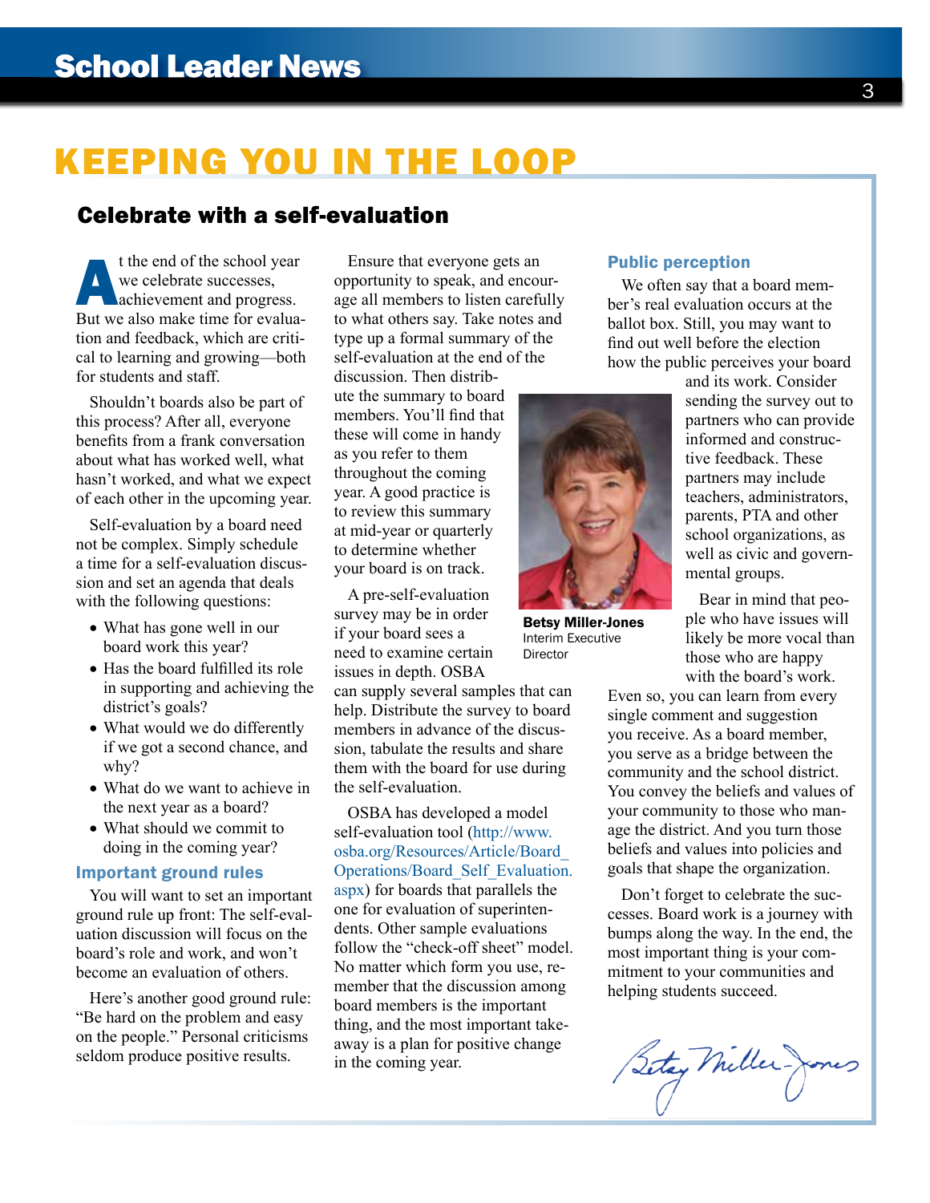# KEEPING YOU IN THE LOOP

## Celebrate with a self-evaluation

At the end of the school year we celebrate successes, achievement and progress. But we also make time for evaluation and feedback, which are critical to learning and growing—both for students and staff.

Shouldn't boards also be part of this process? After all, everyone benefits from a frank conversation about what has worked well, what hasn't worked, and what we expect of each other in the upcoming year.

Self-evaluation by a board need not be complex. Simply schedule a time for a self-evaluation discussion and set an agenda that deals with the following questions:

- What has gone well in our board work this year?
- Has the board fulfilled its role in supporting and achieving the district's goals?
- What would we do differently if we got a second chance, and why?
- What do we want to achieve in the next year as a board?
- What should we commit to doing in the coming year?

### Important ground rules

You will want to set an important ground rule up front: The self-evaluation discussion will focus on the board's role and work, and won't become an evaluation of others.

Here's another good ground rule: "Be hard on the problem and easy on the people." Personal criticisms seldom produce positive results.

Ensure that everyone gets an opportunity to speak, and encourage all members to listen carefully to what others say. Take notes and type up a formal summary of the self-evaluation at the end of the discussion. Then distribute the summary to board members. You'll find that these will come in handy as you refer to them throughout the coming year. A good practice is to review this summary at mid-year or quarterly to determine whether your board is on track.

A pre-self-evaluation survey may be in order if your board sees a need to examine certain issues in depth. OSBA can supply several samples that can help. Distribute the survey to board members in advance of the discussion, tabulate the results and share them with the board for use during the self-evaluation.

OSBA has developed a model self-evaluation tool (http://www.osba.org/Resources/Article/Board_Operations/Board_Self_Evaluation.aspx) for boards that parallels the one for evaluation of superintendents. Other sample evaluations follow the "check-off sheet" model. No matter which form you use, remember that the discussion among board members is the important thing, and the most important takeaway is a plan for positive change in the coming year.

**Betsy Miller-Jones**
Interim Executive Director

### Public perception

We often say that a board member's real evaluation occurs at the ballot box. Still, you may want to find out well before the election how the public perceives your board and its work. Consider sending the survey out to partners who can provide informed and constructive feedback. These partners may include teachers, administrators, parents, PTA and other school organizations, as well as civic and governmental groups.

Bear in mind that people who have issues will likely be more vocal than those who are happy with the board's work. Even so, you can learn from every single comment and suggestion you receive. As a board member, you serve as a bridge between the community and the school district. You convey the beliefs and values of your community to those who manage the district. And you turn those beliefs and values into policies and goals that shape the organization.

Don't forget to celebrate the successes. Board work is a journey with bumps along the way. In the end, the most important thing is your commitment to your communities and helping students succeed.

Betsy Miller-Jones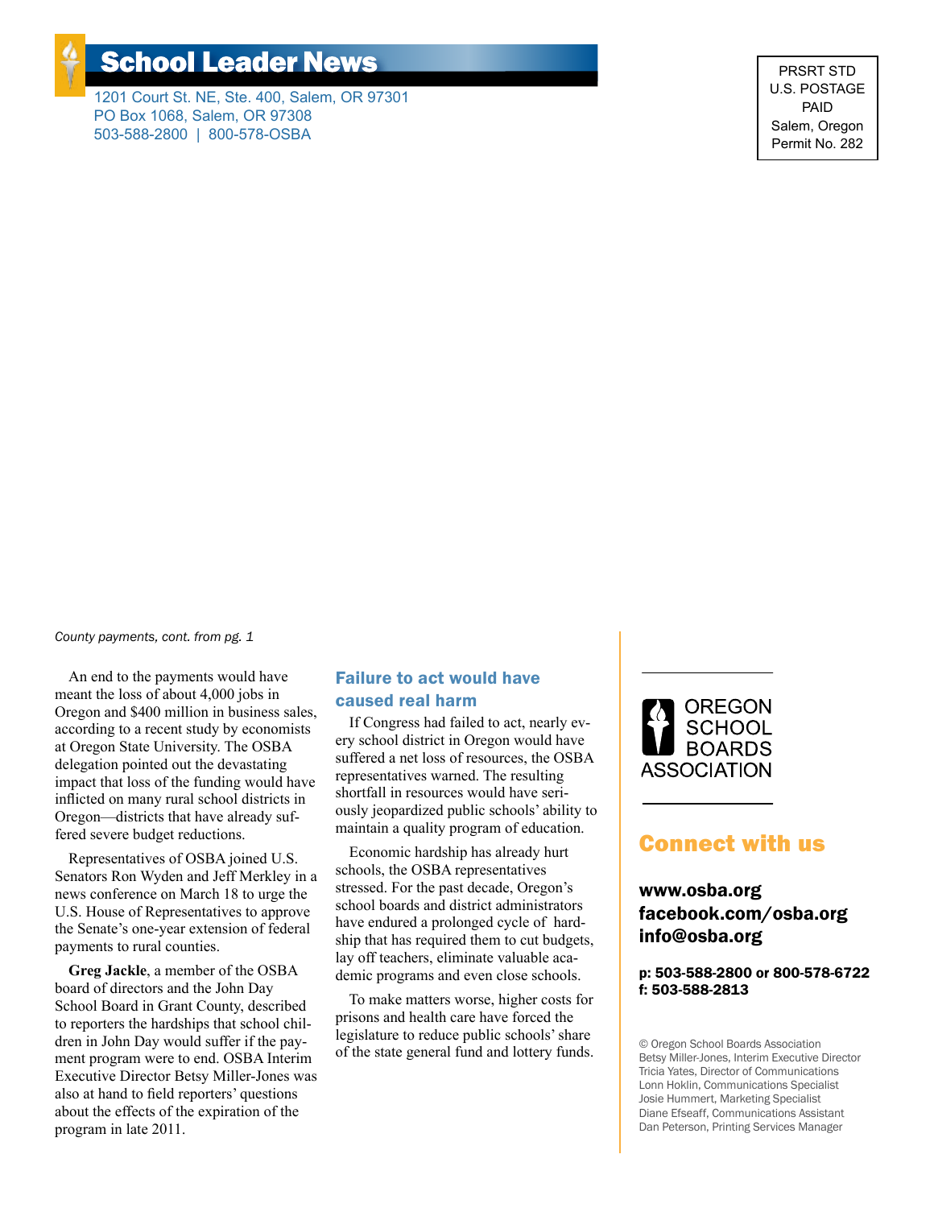# School Leader News

1201 Court St. NE, Ste. 400, Salem, OR 97301
PO Box 1068, Salem, OR 97308
503-588-2800 | 800-578-OSBA

PRSRT STD
U.S. POSTAGE
PAID
Salem, Oregon
Permit No. 282

*County payments, cont. from pg. 1*

An end to the payments would have meant the loss of about 4,000 jobs in Oregon and $400 million in business sales, according to a recent study by economists at Oregon State University. The OSBA delegation pointed out the devastating impact that loss of the funding would have inflicted on many rural school districts in Oregon—districts that have already suffered severe budget reductions.

Representatives of OSBA joined U.S. Senators Ron Wyden and Jeff Merkley in a news conference on March 18 to urge the U.S. House of Representatives to approve the Senate's one-year extension of federal payments to rural counties.

**Greg Jackle**, a member of the OSBA board of directors and the John Day School Board in Grant County, described to reporters the hardships that school children in John Day would suffer if the payment program were to end. OSBA Interim Executive Director Betsy Miller-Jones was also at hand to field reporters' questions about the effects of the expiration of the program in late 2011.

## Failure to act would have caused real harm

If Congress had failed to act, nearly every school district in Oregon would have suffered a net loss of resources, the OSBA representatives warned. The resulting shortfall in resources would have seriously jeopardized public schools' ability to maintain a quality program of education.

Economic hardship has already hurt schools, the OSBA representatives stressed. For the past decade, Oregon's school boards and district administrators have endured a prolonged cycle of hardship that has required them to cut budgets, lay off teachers, eliminate valuable academic programs and even close schools.

To make matters worse, higher costs for prisons and health care have forced the legislature to reduce public schools' share of the state general fund and lottery funds.

OREGON SCHOOL BOARDS ASSOCIATION

## Connect with us

**www.osba.org**
**facebook.com/osba.org**
**info@osba.org**

**p: 503-588-2800 or 800-578-6722**
**f: 503-588-2813**

© Oregon School Boards Association
Betsy Miller-Jones, Interim Executive Director
Tricia Yates, Director of Communications
Lonn Hoklin, Communications Specialist
Josie Hummert, Marketing Specialist
Diane Efseaff, Communications Assistant
Dan Peterson, Printing Services Manager